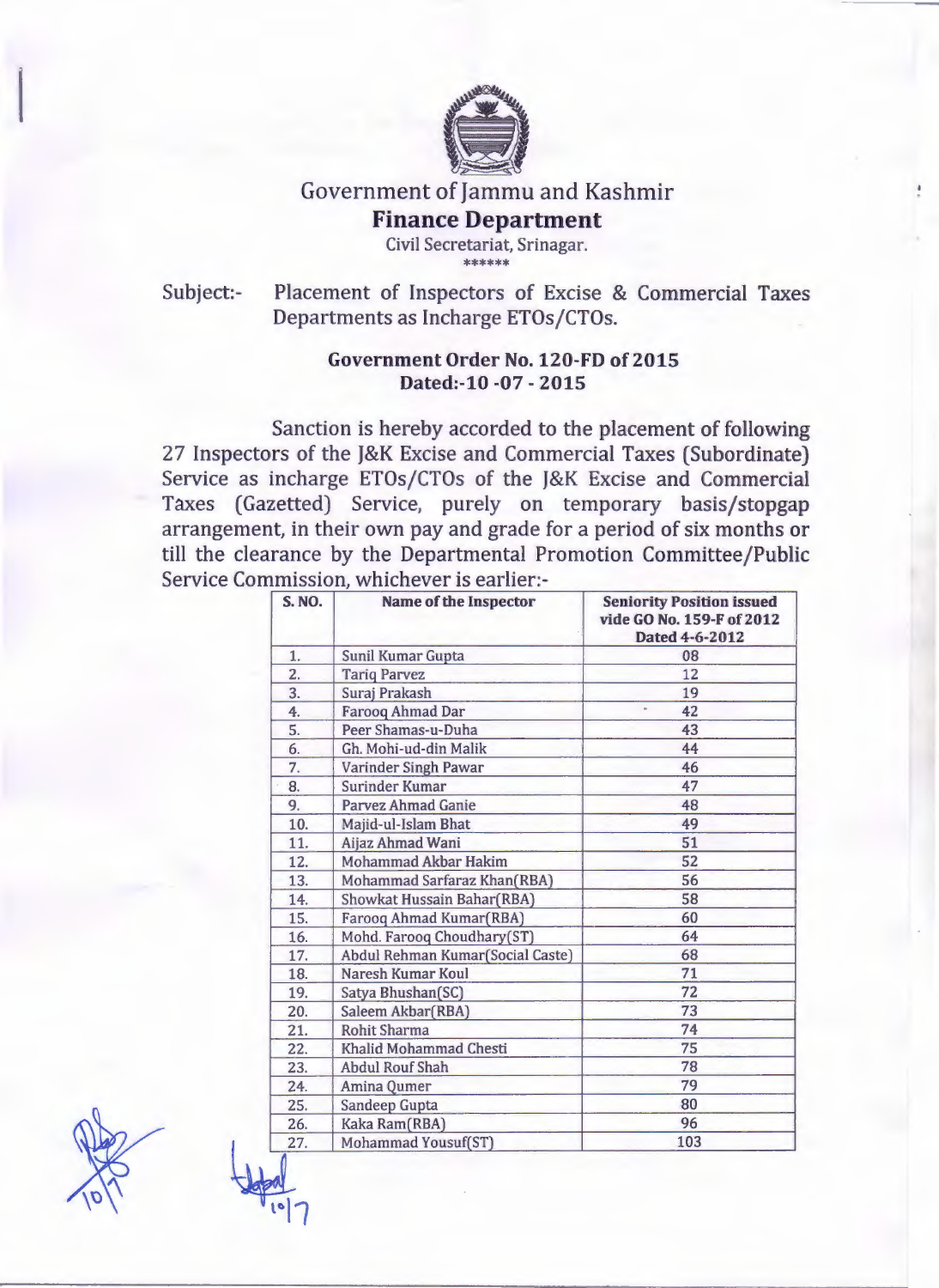# Government of Jammu and Kashmir

## Finance Department

Civil Secretariat, Srinagar.

******

Subject:- Placement of Inspectors of Excise & Commercial Taxes Departments as Incharge ETOs/CTOs.

**Government Order No. 120-FD of 2015**
**Dated:-10 -07 - 2015**

Sanction is hereby accorded to the placement of following 27 Inspectors of the J&K Excise and Commercial Taxes (Subordinate) Service as incharge ETOs/CTOs of the J&K Excise and Commercial Taxes (Gazetted) Service, purely on temporary basis/stopgap arrangement, in their own pay and grade for a period of six months or till the clearance by the Departmental Promotion Committee/Public Service Commission, whichever is earlier:-

| S. NO. | Name of the Inspector | Seniority Position issued vide GO No. 159-F of 2012 Dated 4-6-2012 |
|---|---|---|
| 1. | Sunil Kumar Gupta | 08 |
| 2. | Tariq Parvez | 12 |
| 3. | Suraj Prakash | 19 |
| 4. | Farooq Ahmad Dar | 42 |
| 5. | Peer Shamas-u-Duha | 43 |
| 6. | Gh. Mohi-ud-din Malik | 44 |
| 7. | Varinder Singh Pawar | 46 |
| 8. | Surinder Kumar | 47 |
| 9. | Parvez Ahmad Ganie | 48 |
| 10. | Majid-ul-Islam Bhat | 49 |
| 11. | Aijaz Ahmad Wani | 51 |
| 12. | Mohammad Akbar Hakim | 52 |
| 13. | Mohammad Sarfaraz Khan(RBA) | 56 |
| 14. | Showkat Hussain Bahar(RBA) | 58 |
| 15. | Farooq Ahmad Kumar(RBA) | 60 |
| 16. | Mohd. Farooq Choudhary(ST) | 64 |
| 17. | Abdul Rehman Kumar(Social Caste) | 68 |
| 18. | Naresh Kumar Koul | 71 |
| 19. | Satya Bhushan(SC) | 72 |
| 20. | Saleem Akbar(RBA) | 73 |
| 21. | Rohit Sharma | 74 |
| 22. | Khalid Mohammad Chesti | 75 |
| 23. | Abdul Rouf Shah | 78 |
| 24. | Amina Qumer | 79 |
| 25. | Sandeep Gupta | 80 |
| 26. | Kaka Ram(RBA) | 96 |
| 27. | Mohammad Yousuf(ST) | 103 |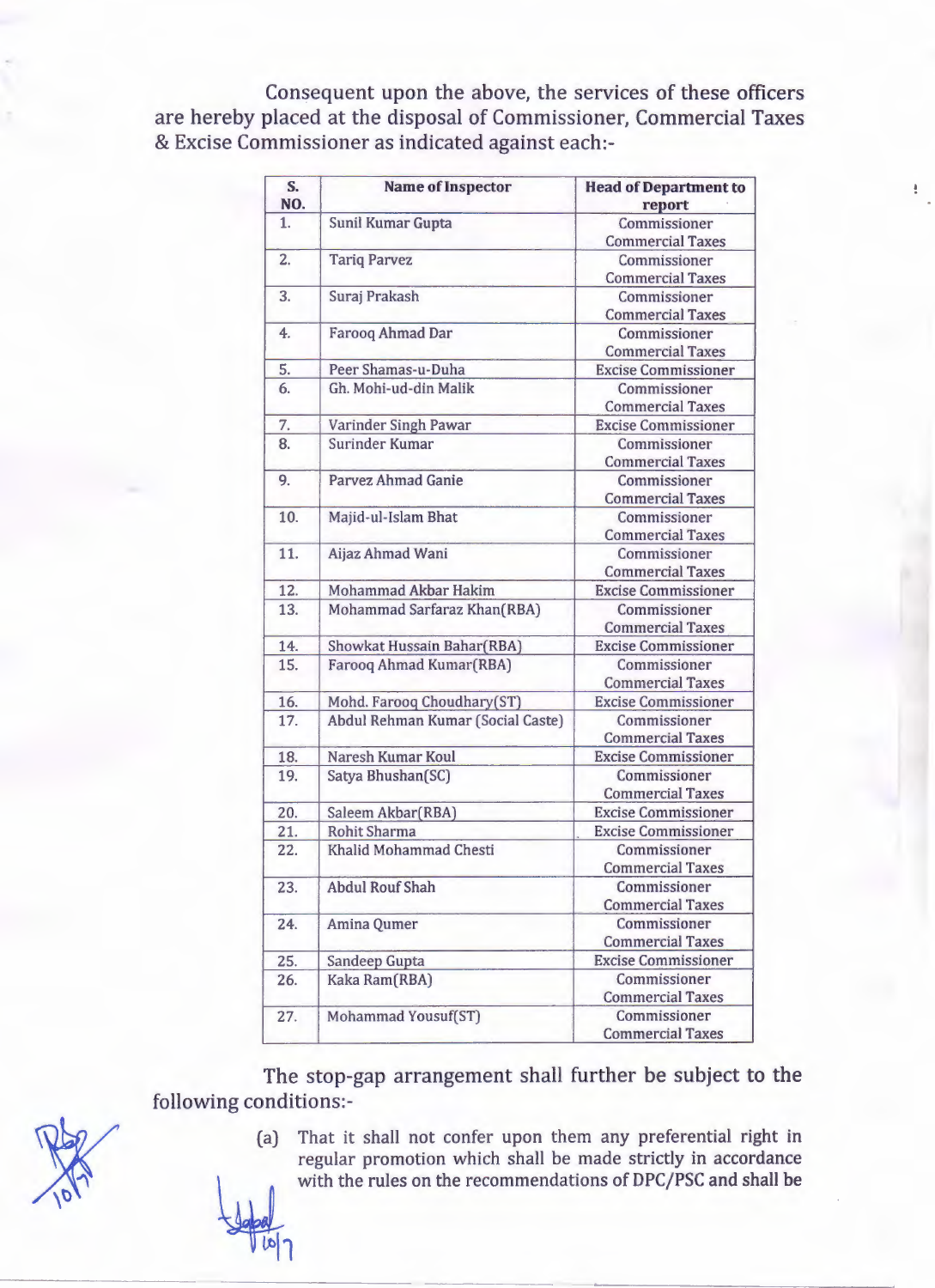Consequent upon the above, the services of these officers are hereby placed at the disposal of Commissioner, Commercial Taxes & Excise Commissioner as indicated against each:-

| S. NO. | Name of Inspector | Head of Department to report |
|---|---|---|
| 1. | Sunil Kumar Gupta | Commissioner Commercial Taxes |
| 2. | Tariq Parvez | Commissioner Commercial Taxes |
| 3. | Suraj Prakash | Commissioner Commercial Taxes |
| 4. | Farooq Ahmad Dar | Commissioner Commercial Taxes |
| 5. | Peer Shamas-u-Duha | Excise Commissioner |
| 6. | Gh. Mohi-ud-din Malik | Commissioner Commercial Taxes |
| 7. | Varinder Singh Pawar | Excise Commissioner |
| 8. | Surinder Kumar | Commissioner Commercial Taxes |
| 9. | Parvez Ahmad Ganie | Commissioner Commercial Taxes |
| 10. | Majid-ul-Islam Bhat | Commissioner Commercial Taxes |
| 11. | Aijaz Ahmad Wani | Commissioner Commercial Taxes |
| 12. | Mohammad Akbar Hakim | Excise Commissioner |
| 13. | Mohammad Sarfaraz Khan(RBA) | Commissioner Commercial Taxes |
| 14. | Showkat Hussain Bahar(RBA) | Excise Commissioner |
| 15. | Farooq Ahmad Kumar(RBA) | Commissioner Commercial Taxes |
| 16. | Mohd. Farooq Choudhary(ST) | Excise Commissioner |
| 17. | Abdul Rehman Kumar (Social Caste) | Commissioner Commercial Taxes |
| 18. | Naresh Kumar Koul | Excise Commissioner |
| 19. | Satya Bhushan(SC) | Commissioner Commercial Taxes |
| 20. | Saleem Akbar(RBA) | Excise Commissioner |
| 21. | Rohit Sharma | Excise Commissioner |
| 22. | Khalid Mohammad Chesti | Commissioner Commercial Taxes |
| 23. | Abdul Rouf Shah | Commissioner Commercial Taxes |
| 24. | Amina Qumer | Commissioner Commercial Taxes |
| 25. | Sandeep Gupta | Excise Commissioner |
| 26. | Kaka Ram(RBA) | Commissioner Commercial Taxes |
| 27. | Mohammad Yousuf(ST) | Commissioner Commercial Taxes |

The stop-gap arrangement shall further be subject to the following conditions:-

(a) That it shall not confer upon them any preferential right in regular promotion which shall be made strictly in accordance with the rules on the recommendations of DPC/PSC and shall be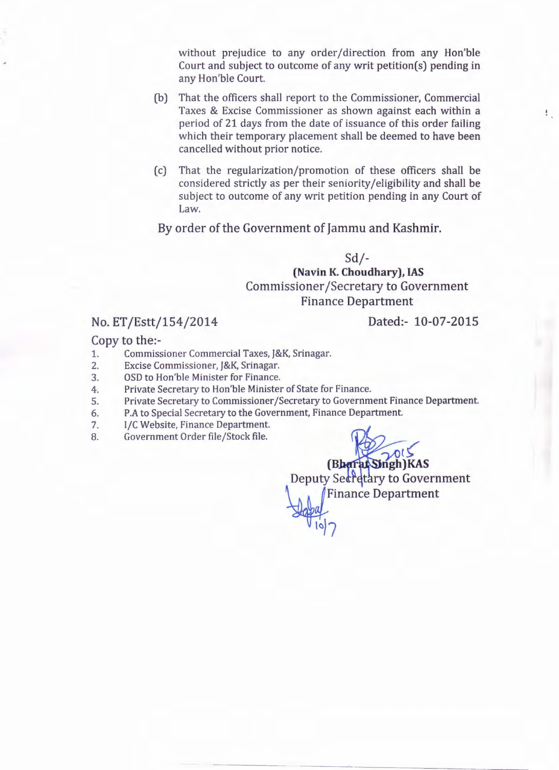without prejudice to any order/direction from any Hon'ble Court and subject to outcome of any writ petition(s) pending in any Hon'ble Court.

(b) That the officers shall report to the Commissioner, Commercial Taxes & Excise Commissioner as shown against each within a period of 21 days from the date of issuance of this order failing which their temporary placement shall be deemed to have been cancelled without prior notice.

(c) That the regularization/promotion of these officers shall be considered strictly as per their seniority/eligibility and shall be subject to outcome of any writ petition pending in any Court of Law.

By order of the Government of Jammu and Kashmir.

Sd/-
**(Navin K. Choudhary), IAS**
Commissioner/Secretary to Government
Finance Department

No. ET/Estt/154/2014 Dated:- 10-07-2015

Copy to the:-

1. Commissioner Commercial Taxes, J&K, Srinagar.
2. Excise Commissioner, J&K, Srinagar.
3. OSD to Hon'ble Minister for Finance.
4. Private Secretary to Hon'ble Minister of State for Finance.
5. Private Secretary to Commissioner/Secretary to Government Finance Department.
6. P.A to Special Secretary to the Government, Finance Department.
7. I/C Website, Finance Department.
8. Government Order file/Stock file.

**(Bharat Singh)KAS**
Deputy Secretary to Government
Finance Department